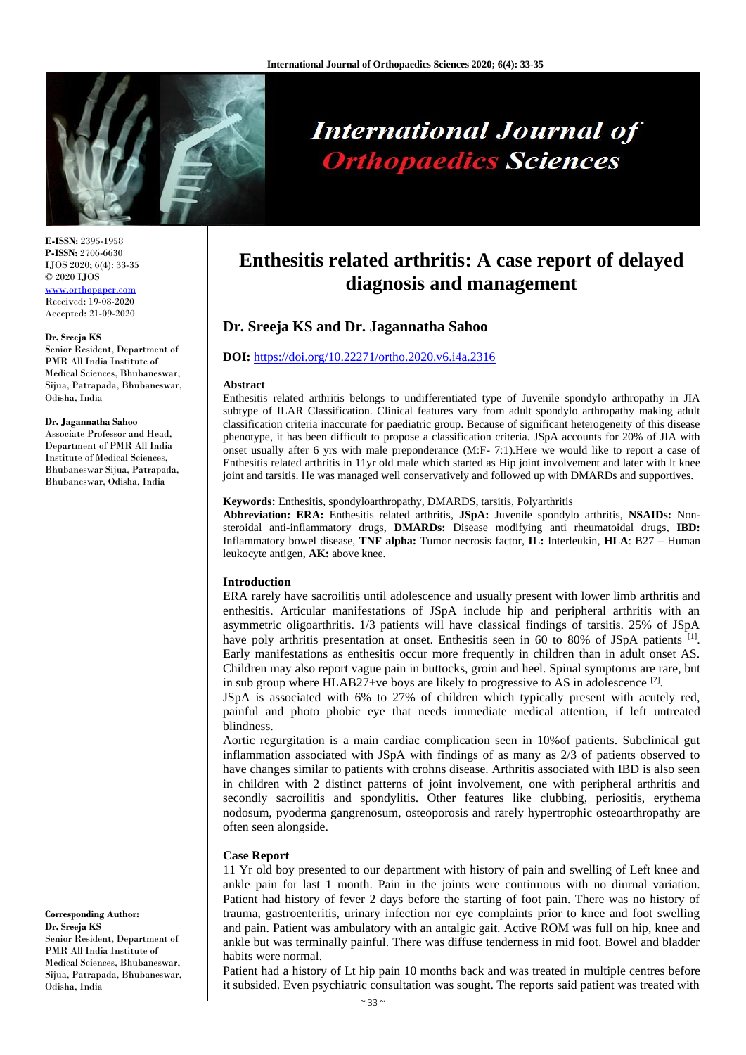E-ISSN: 2395-1958
P-ISSN: 2706-6630
IJOS 2020; 6(4): 33-35
© 2020 IJOS
www.orthopaper.com
Received: 19-08-2020
Accepted: 21-09-2020

**Dr. Sreeja KS**
Senior Resident, Department of PMR All India Institute of Medical Sciences, Bhubaneswar, Sijua, Patrapada, Bhubaneswar, Odisha, India

**Dr. Jagannatha Sahoo**
Associate Professor and Head, Department of PMR All India Institute of Medical Sciences, Bhubaneswar Sijua, Patrapada, Bhubaneswar, Odisha, India

**Corresponding Author:**
**Dr. Sreeja KS**
Senior Resident, Department of PMR All India Institute of Medical Sciences, Bhubaneswar, Sijua, Patrapada, Bhubaneswar, Odisha, India

# Enthesitis related arthritis: A case report of delayed diagnosis and management

## Dr. Sreeja KS and Dr. Jagannatha Sahoo

**DOI:** https://doi.org/10.22271/ortho.2020.v6.i4a.2316

### Abstract

Enthesitis related arthritis belongs to undifferentiated type of Juvenile spondylo arthropathy in JIA subtype of ILAR Classification. Clinical features vary from adult spondylo arthropathy making adult classification criteria inaccurate for paediatric group. Because of significant heterogeneity of this disease phenotype, it has been difficult to propose a classification criteria. JSpA accounts for 20% of JIA with onset usually after 6 yrs with male preponderance (M:F- 7:1).Here we would like to report a case of Enthesitis related arthritis in 11yr old male which started as Hip joint involvement and later with lt knee joint and tarsitis. He was managed well conservatively and followed up with DMARDs and supportives.

**Keywords:** Enthesitis, spondyloarthropathy, DMARDS, tarsitis, Polyarthritis

**Abbreviation: ERA:** Enthesitis related arthritis, **JSpA:** Juvenile spondylo arthritis, **NSAIDs:** Non-steroidal anti-inflammatory drugs, **DMARDs:** Disease modifying anti rheumatoidal drugs, **IBD:** Inflammatory bowel disease, **TNF alpha:** Tumor necrosis factor, **IL:** Interleukin, **HLA**: B27 – Human leukocyte antigen, **AK:** above knee.

### Introduction

ERA rarely have sacroilitis until adolescence and usually present with lower limb arthritis and enthesitis. Articular manifestations of JSpA include hip and peripheral arthritis with an asymmetric oligoarthritis. 1/3 patients will have classical findings of tarsitis. 25% of JSpA have poly arthritis presentation at onset. Enthesitis seen in 60 to 80% of JSpA patients [1]. Early manifestations as enthesitis occur more frequently in children than in adult onset AS. Children may also report vague pain in buttocks, groin and heel. Spinal symptoms are rare, but in sub group where HLAB27+ve boys are likely to progressive to AS in adolescence [2].

JSpA is associated with 6% to 27% of children which typically present with acutely red, painful and photo phobic eye that needs immediate medical attention, if left untreated blindness.

Aortic regurgitation is a main cardiac complication seen in 10%of patients. Subclinical gut inflammation associated with JSpA with findings of as many as 2/3 of patients observed to have changes similar to patients with crohns disease. Arthritis associated with IBD is also seen in children with 2 distinct patterns of joint involvement, one with peripheral arthritis and secondly sacroilitis and spondylitis. Other features like clubbing, periositis, erythema nodosum, pyoderma gangrenosum, osteoporosis and rarely hypertrophic osteoarthropathy are often seen alongside.

### Case Report

11 Yr old boy presented to our department with history of pain and swelling of Left knee and ankle pain for last 1 month. Pain in the joints were continuous with no diurnal variation. Patient had history of fever 2 days before the starting of foot pain. There was no history of trauma, gastroenteritis, urinary infection nor eye complaints prior to knee and foot swelling and pain. Patient was ambulatory with an antalgic gait. Active ROM was full on hip, knee and ankle but was terminally painful. There was diffuse tenderness in mid foot. Bowel and bladder habits were normal.

Patient had a history of Lt hip pain 10 months back and was treated in multiple centres before it subsided. Even psychiatric consultation was sought. The reports said patient was treated with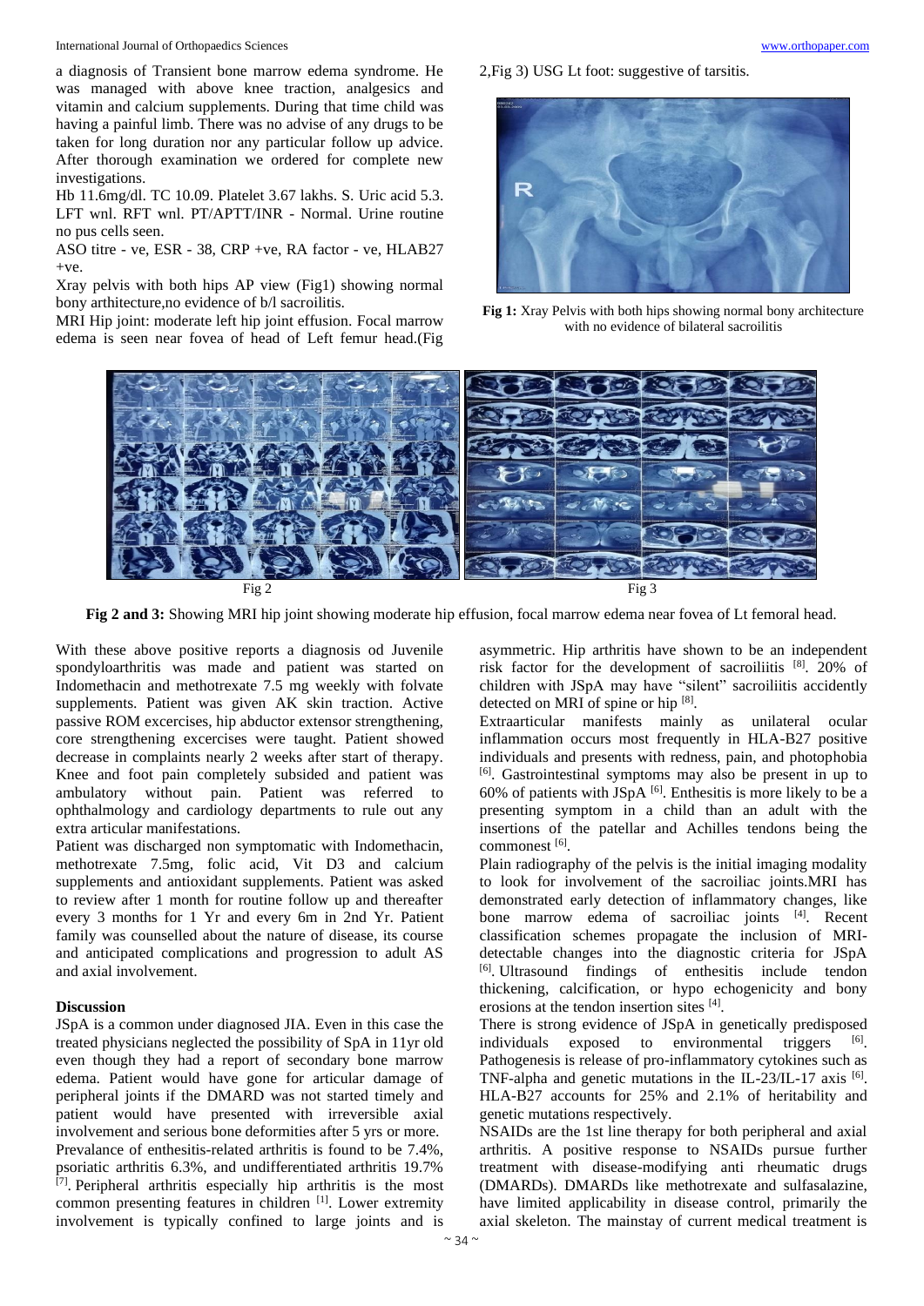a diagnosis of Transient bone marrow edema syndrome. He was managed with above knee traction, analgesics and vitamin and calcium supplements. During that time child was having a painful limb. There was no advise of any drugs to be taken for long duration nor any particular follow up advice. After thorough examination we ordered for complete new investigations.

Hb 11.6mg/dl. TC 10.09. Platelet 3.67 lakhs. S. Uric acid 5.3. LFT wnl. RFT wnl. PT/APTT/INR - Normal. Urine routine no pus cells seen.

ASO titre - ve, ESR - 38, CRP +ve, RA factor - ve, HLAB27 +ve.

Xray pelvis with both hips AP view (Fig1) showing normal bony arthitecture,no evidence of b/l sacroilitis.

MRI Hip joint: moderate left hip joint effusion. Focal marrow edema is seen near fovea of head of Left femur head.(Fig 2,Fig 3) USG Lt foot: suggestive of tarsitis.

**Fig 1:** Xray Pelvis with both hips showing normal bony architecture with no evidence of bilateral sacroilitis

Fig 2 Fig 3

**Fig 2 and 3:** Showing MRI hip joint showing moderate hip effusion, focal marrow edema near fovea of Lt femoral head.

With these above positive reports a diagnosis od Juvenile spondyloarthritis was made and patient was started on Indomethacin and methotrexate 7.5 mg weekly with folvate supplements. Patient was given AK skin traction. Active passive ROM excercises, hip abductor extensor strengthening, core strengthening excercises were taught. Patient showed decrease in complaints nearly 2 weeks after start of therapy. Knee and foot pain completely subsided and patient was ambulatory without pain. Patient was referred to ophthalmology and cardiology departments to rule out any extra articular manifestations.

Patient was discharged non symptomatic with Indomethacin, methotrexate 7.5mg, folic acid, Vit D3 and calcium supplements and antioxidant supplements. Patient was asked to review after 1 month for routine follow up and thereafter every 3 months for 1 Yr and every 6m in 2nd Yr. Patient family was counselled about the nature of disease, its course and anticipated complications and progression to adult AS and axial involvement.

## Discussion

JSpA is a common under diagnosed JIA. Even in this case the treated physicians neglected the possibility of SpA in 11yr old even though they had a report of secondary bone marrow edema. Patient would have gone for articular damage of peripheral joints if the DMARD was not started timely and patient would have presented with irreversible axial involvement and serious bone deformities after 5 yrs or more. Prevalance of enthesitis-related arthritis is found to be 7.4%, psoriatic arthritis 6.3%, and undifferentiated arthritis 19.7% [7]. Peripheral arthritis especially hip arthritis is the most common presenting features in children [1]. Lower extremity involvement is typically confined to large joints and is asymmetric. Hip arthritis have shown to be an independent risk factor for the development of sacroiliitis [8]. 20% of children with JSpA may have "silent" sacroiliitis accidently detected on MRI of spine or hip [8].

Extraarticular manifests mainly as unilateral ocular inflammation occurs most frequently in HLA-B27 positive individuals and presents with redness, pain, and photophobia [6]. Gastrointestinal symptoms may also be present in up to 60% of patients with JSpA [6]. Enthesitis is more likely to be a presenting symptom in a child than an adult with the insertions of the patellar and Achilles tendons being the commonest [6].

Plain radiography of the pelvis is the initial imaging modality to look for involvement of the sacroiliac joints.MRI has demonstrated early detection of inflammatory changes, like bone marrow edema of sacroiliac joints [4]. Recent classification schemes propagate the inclusion of MRI-detectable changes into the diagnostic criteria for JSpA [6]. Ultrasound findings of enthesitis include tendon thickening, calcification, or hypo echogenicity and bony erosions at the tendon insertion sites [4].

There is strong evidence of JSpA in genetically predisposed individuals exposed to environmental triggers [6]. Pathogenesis is release of pro-inflammatory cytokines such as TNF-alpha and genetic mutations in the IL-23/IL-17 axis [6]. HLA-B27 accounts for 25% and 2.1% of heritability and genetic mutations respectively.

NSAIDs are the 1st line therapy for both peripheral and axial arthritis. A positive response to NSAIDs pursue further treatment with disease-modifying anti rheumatic drugs (DMARDs). DMARDs like methotrexate and sulfasalazine, have limited applicability in disease control, primarily the axial skeleton. The mainstay of current medical treatment is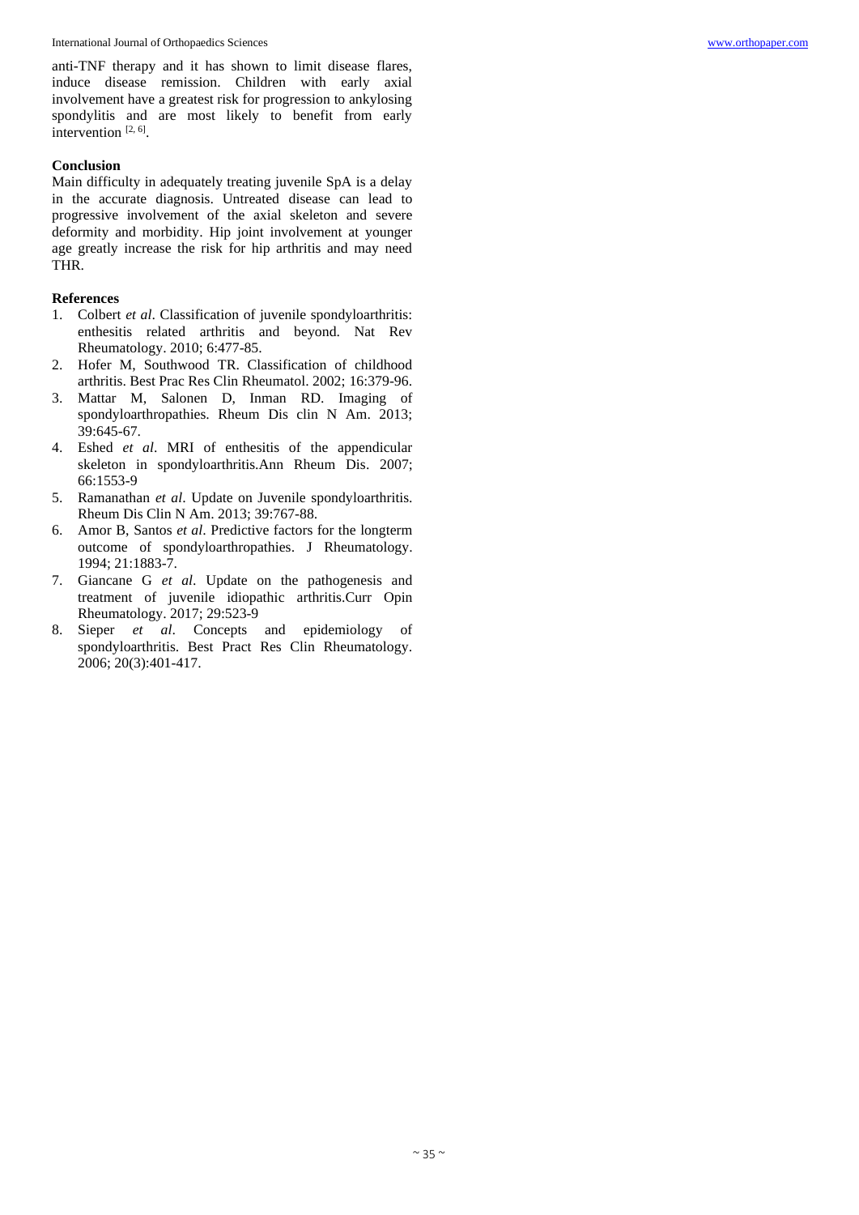anti-TNF therapy and it has shown to limit disease flares, induce disease remission. Children with early axial involvement have a greatest risk for progression to ankylosing spondylitis and are most likely to benefit from early intervention [2, 6].

## Conclusion

Main difficulty in adequately treating juvenile SpA is a delay in the accurate diagnosis. Untreated disease can lead to progressive involvement of the axial skeleton and severe deformity and morbidity. Hip joint involvement at younger age greatly increase the risk for hip arthritis and may need THR.

## References

1. Colbert *et al*. Classification of juvenile spondyloarthritis: enthesitis related arthritis and beyond. Nat Rev Rheumatology. 2010; 6:477-85.
2. Hofer M, Southwood TR. Classification of childhood arthritis. Best Prac Res Clin Rheumatol. 2002; 16:379-96.
3. Mattar M, Salonen D, Inman RD. Imaging of spondyloarthropathies. Rheum Dis clin N Am. 2013; 39:645-67.
4. Eshed *et al*. MRI of enthesitis of the appendicular skeleton in spondyloarthritis.Ann Rheum Dis. 2007; 66:1553-9
5. Ramanathan *et al*. Update on Juvenile spondyloarthritis. Rheum Dis Clin N Am. 2013; 39:767-88.
6. Amor B, Santos *et al*. Predictive factors for the longterm outcome of spondyloarthropathies. J Rheumatology. 1994; 21:1883-7.
7. Giancane G *et al*. Update on the pathogenesis and treatment of juvenile idiopathic arthritis.Curr Opin Rheumatology. 2017; 29:523-9
8. Sieper *et al*. Concepts and epidemiology of spondyloarthritis. Best Pract Res Clin Rheumatology. 2006; 20(3):401-417.